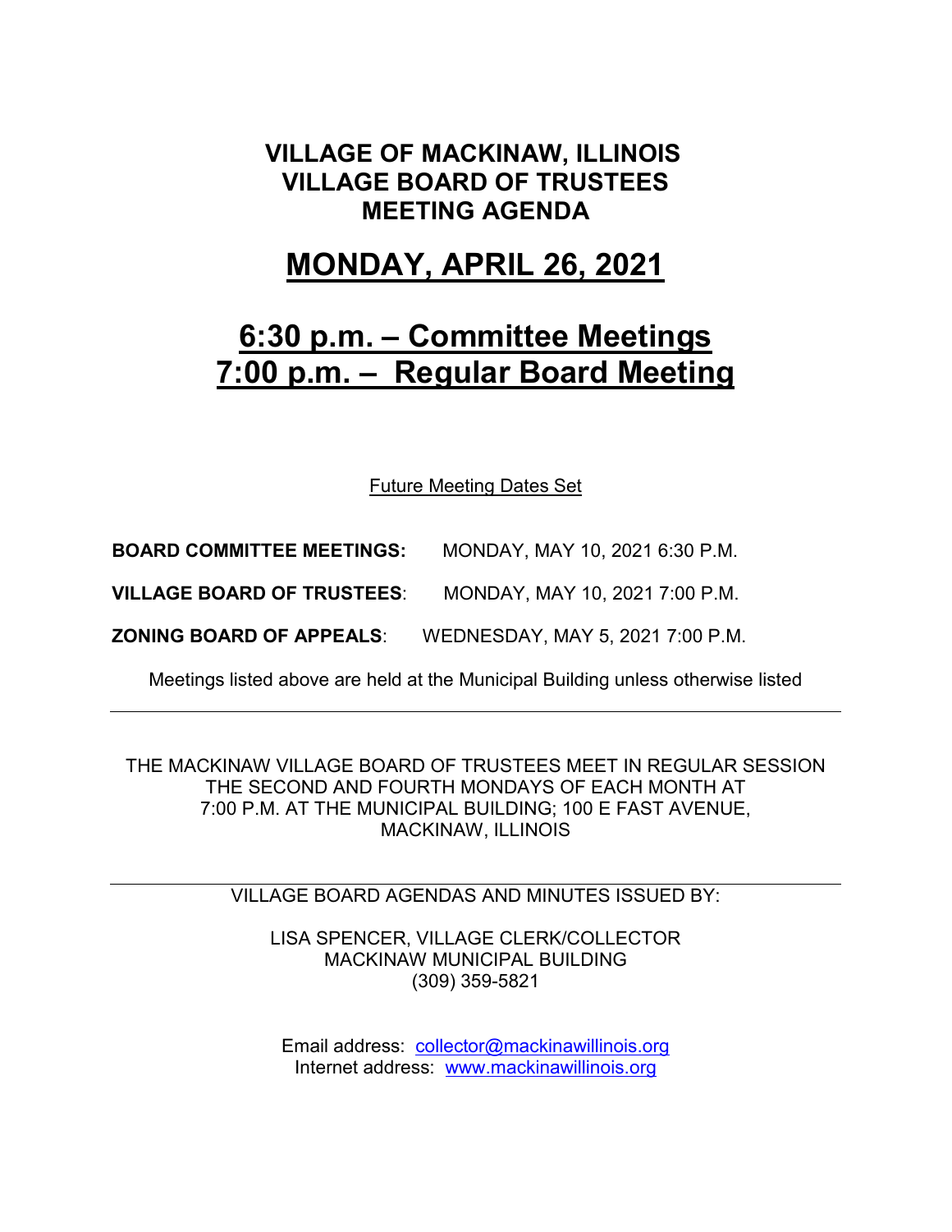# VILLAGE OF MACKINAW, ILLINOIS
# VILLAGE BOARD OF TRUSTEES
# MEETING AGENDA

# MONDAY, APRIL 26, 2021

## 6:30 p.m. – Committee Meetings
## 7:00 p.m. – Regular Board Meeting

Future Meeting Dates Set

**BOARD COMMITTEE MEETINGS:** MONDAY, MAY 10, 2021 6:30 P.M.

**VILLAGE BOARD OF TRUSTEES**: MONDAY, MAY 10, 2021 7:00 P.M.

**ZONING BOARD OF APPEALS**: WEDNESDAY, MAY 5, 2021 7:00 P.M.

Meetings listed above are held at the Municipal Building unless otherwise listed

---

THE MACKINAW VILLAGE BOARD OF TRUSTEES MEET IN REGULAR SESSION THE SECOND AND FOURTH MONDAYS OF EACH MONTH AT 7:00 P.M. AT THE MUNICIPAL BUILDING; 100 E FAST AVENUE, MACKINAW, ILLINOIS

---

VILLAGE BOARD AGENDAS AND MINUTES ISSUED BY:

LISA SPENCER, VILLAGE CLERK/COLLECTOR
MACKINAW MUNICIPAL BUILDING
(309) 359-5821

Email address: collector@mackinawillinois.org
Internet address: www.mackinawillinois.org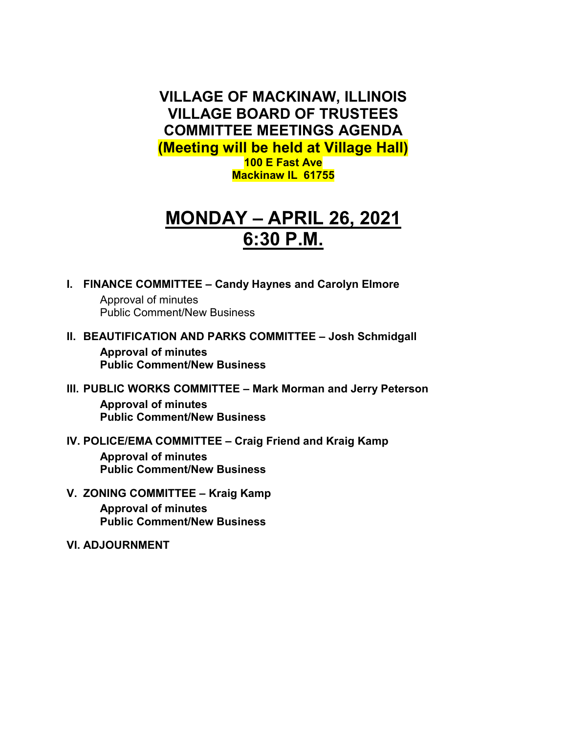# VILLAGE OF MACKINAW, ILLINOIS
# VILLAGE BOARD OF TRUSTEES
# COMMITTEE MEETINGS AGENDA

**(Meeting will be held at Village Hall)**
**100 E Fast Ave**
**Mackinaw IL 61755**

## MONDAY – APRIL 26, 2021
## 6:30 P.M.

**I. FINANCE COMMITTEE – Candy Haynes and Carolyn Elmore**

Approval of minutes
Public Comment/New Business

**II. BEAUTIFICATION AND PARKS COMMITTEE – Josh Schmidgall**

**Approval of minutes**
**Public Comment/New Business**

**III. PUBLIC WORKS COMMITTEE – Mark Morman and Jerry Peterson**

**Approval of minutes**
**Public Comment/New Business**

**IV. POLICE/EMA COMMITTEE – Craig Friend and Kraig Kamp**

**Approval of minutes**
**Public Comment/New Business**

**V. ZONING COMMITTEE – Kraig Kamp**

**Approval of minutes**
**Public Comment/New Business**

**VI. ADJOURNMENT**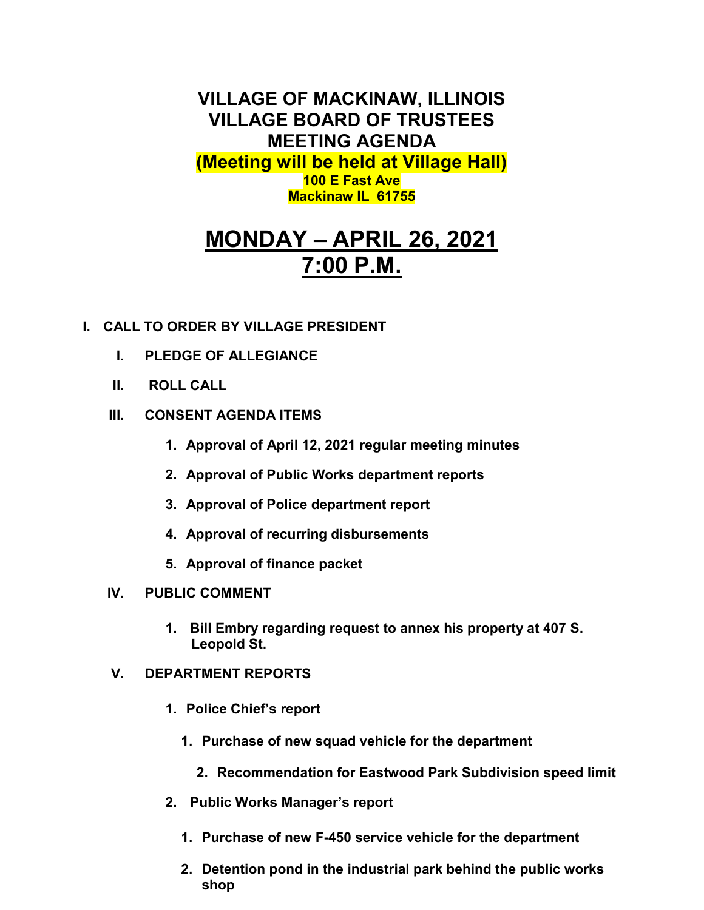# VILLAGE OF MACKINAW, ILLINOIS
# VILLAGE BOARD OF TRUSTEES
# MEETING AGENDA

**(Meeting will be held at Village Hall)**
**100 E Fast Ave**
**Mackinaw IL 61755**

## MONDAY – APRIL 26, 2021
## 7:00 P.M.

**I. CALL TO ORDER BY VILLAGE PRESIDENT**

- **I. PLEDGE OF ALLEGIANCE**
- **II. ROLL CALL**
- **III. CONSENT AGENDA ITEMS**
  1. **Approval of April 12, 2021 regular meeting minutes**
  2. **Approval of Public Works department reports**
  3. **Approval of Police department report**
  4. **Approval of recurring disbursements**
  5. **Approval of finance packet**
- **IV. PUBLIC COMMENT**
  1. **Bill Embry regarding request to annex his property at 407 S. Leopold St.**
- **V. DEPARTMENT REPORTS**
  1. **Police Chief's report**
     1. **Purchase of new squad vehicle for the department**
     2. **Recommendation for Eastwood Park Subdivision speed limit**
  2. **Public Works Manager's report**
     1. **Purchase of new F-450 service vehicle for the department**
     2. **Detention pond in the industrial park behind the public works shop**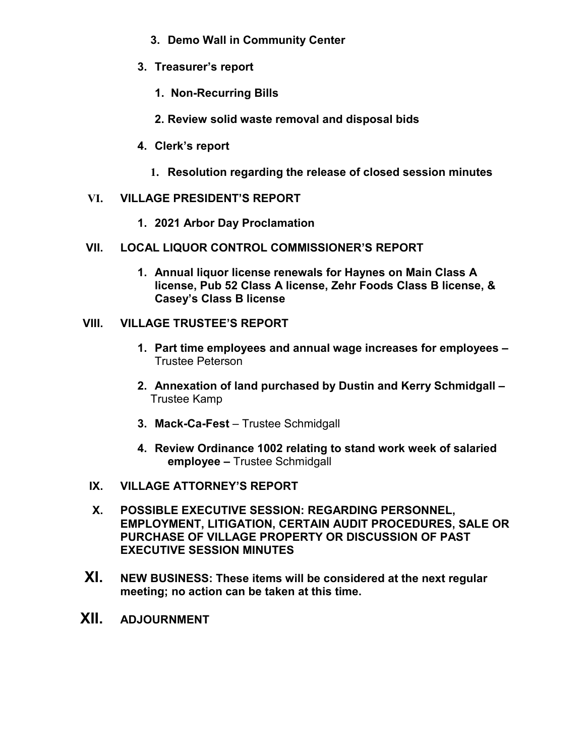**3. Demo Wall in Community Center**

**3. Treasurer's report**

**1. Non-Recurring Bills**

**2. Review solid waste removal and disposal bids**

**4. Clerk's report**

**1. Resolution regarding the release of closed session minutes**

**VI. VILLAGE PRESIDENT'S REPORT**

**1. 2021 Arbor Day Proclamation**

**VII. LOCAL LIQUOR CONTROL COMMISSIONER'S REPORT**

**1. Annual liquor license renewals for Haynes on Main Class A license, Pub 52 Class A license, Zehr Foods Class B license, & Casey's Class B license**

**VIII. VILLAGE TRUSTEE'S REPORT**

**1. Part time employees and annual wage increases for employees –** Trustee Peterson

**2. Annexation of land purchased by Dustin and Kerry Schmidgall –** Trustee Kamp

**3. Mack-Ca-Fest** – Trustee Schmidgall

**4. Review Ordinance 1002 relating to stand work week of salaried employee –** Trustee Schmidgall

**IX. VILLAGE ATTORNEY'S REPORT**

**X. POSSIBLE EXECUTIVE SESSION: REGARDING PERSONNEL, EMPLOYMENT, LITIGATION, CERTAIN AUDIT PROCEDURES, SALE OR PURCHASE OF VILLAGE PROPERTY OR DISCUSSION OF PAST EXECUTIVE SESSION MINUTES**

**XI. NEW BUSINESS: These items will be considered at the next regular meeting; no action can be taken at this time.**

**XII. ADJOURNMENT**